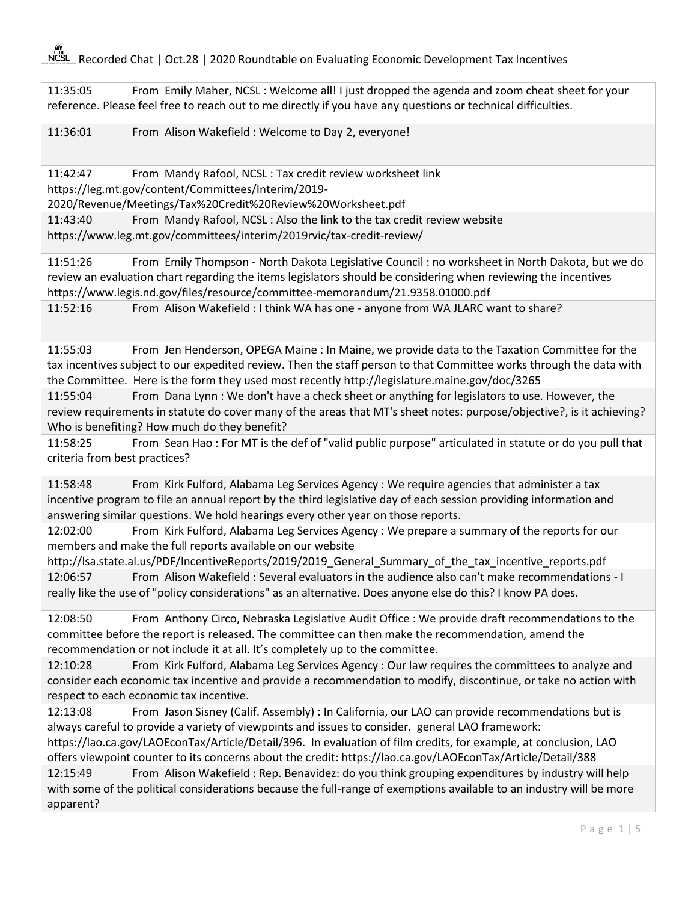# Recorded Chat | Oct.28 | 2020 Roundtable on Evaluating Economic Development Tax Incentives

| | |
|---|---|
| 11:35:05 | From Emily Maher, NCSL : Welcome all! I just dropped the agenda and zoom cheat sheet for your reference. Please feel free to reach out to me directly if you have any questions or technical difficulties. |
| 11:36:01 | From Alison Wakefield : Welcome to Day 2, everyone! |
| 11:42:47 | From Mandy Rafool, NCSL : Tax credit review worksheet link https://leg.mt.gov/content/Committees/Interim/2019-2020/Revenue/Meetings/Tax%20Credit%20Review%20Worksheet.pdf |
| 11:43:40 | From Mandy Rafool, NCSL : Also the link to the tax credit review website https://www.leg.mt.gov/committees/interim/2019rvic/tax-credit-review/ |
| 11:51:26 | From Emily Thompson - North Dakota Legislative Council : no worksheet in North Dakota, but we do review an evaluation chart regarding the items legislators should be considering when reviewing the incentives https://www.legis.nd.gov/files/resource/committee-memorandum/21.9358.01000.pdf |
| 11:52:16 | From Alison Wakefield : I think WA has one - anyone from WA JLARC want to share? |
| 11:55:03 | From Jen Henderson, OPEGA Maine : In Maine, we provide data to the Taxation Committee for the tax incentives subject to our expedited review. Then the staff person to that Committee works through the data with the Committee. Here is the form they used most recently http://legislature.maine.gov/doc/3265 |
| 11:55:04 | From Dana Lynn : We don't have a check sheet or anything for legislators to use. However, the review requirements in statute do cover many of the areas that MT's sheet notes: purpose/objective?, is it achieving? Who is benefiting? How much do they benefit? |
| 11:58:25 | From Sean Hao : For MT is the def of "valid public purpose" articulated in statute or do you pull that criteria from best practices? |
| 11:58:48 | From Kirk Fulford, Alabama Leg Services Agency : We require agencies that administer a tax incentive program to file an annual report by the third legislative day of each session providing information and answering similar questions. We hold hearings every other year on those reports. |
| 12:02:00 | From Kirk Fulford, Alabama Leg Services Agency : We prepare a summary of the reports for our members and make the full reports available on our website http://lsa.state.al.us/PDF/IncentiveReports/2019/2019_General_Summary_of_the_tax_incentive_reports.pdf |
| 12:06:57 | From Alison Wakefield : Several evaluators in the audience also can't make recommendations - I really like the use of "policy considerations" as an alternative. Does anyone else do this? I know PA does. |
| 12:08:50 | From Anthony Circo, Nebraska Legislative Audit Office : We provide draft recommendations to the committee before the report is released. The committee can then make the recommendation, amend the recommendation or not include it at all. It's completely up to the committee. |
| 12:10:28 | From Kirk Fulford, Alabama Leg Services Agency : Our law requires the committees to analyze and consider each economic tax incentive and provide a recommendation to modify, discontinue, or take no action with respect to each economic tax incentive. |
| 12:13:08 | From Jason Sisney (Calif. Assembly) : In California, our LAO can provide recommendations but is always careful to provide a variety of viewpoints and issues to consider. general LAO framework: https://lao.ca.gov/LAOEconTax/Article/Detail/396. In evaluation of film credits, for example, at conclusion, LAO offers viewpoint counter to its concerns about the credit: https://lao.ca.gov/LAOEconTax/Article/Detail/388 |
| 12:15:49 | From Alison Wakefield : Rep. Benavidez: do you think grouping expenditures by industry will help with some of the political considerations because the full-range of exemptions available to an industry will be more apparent? |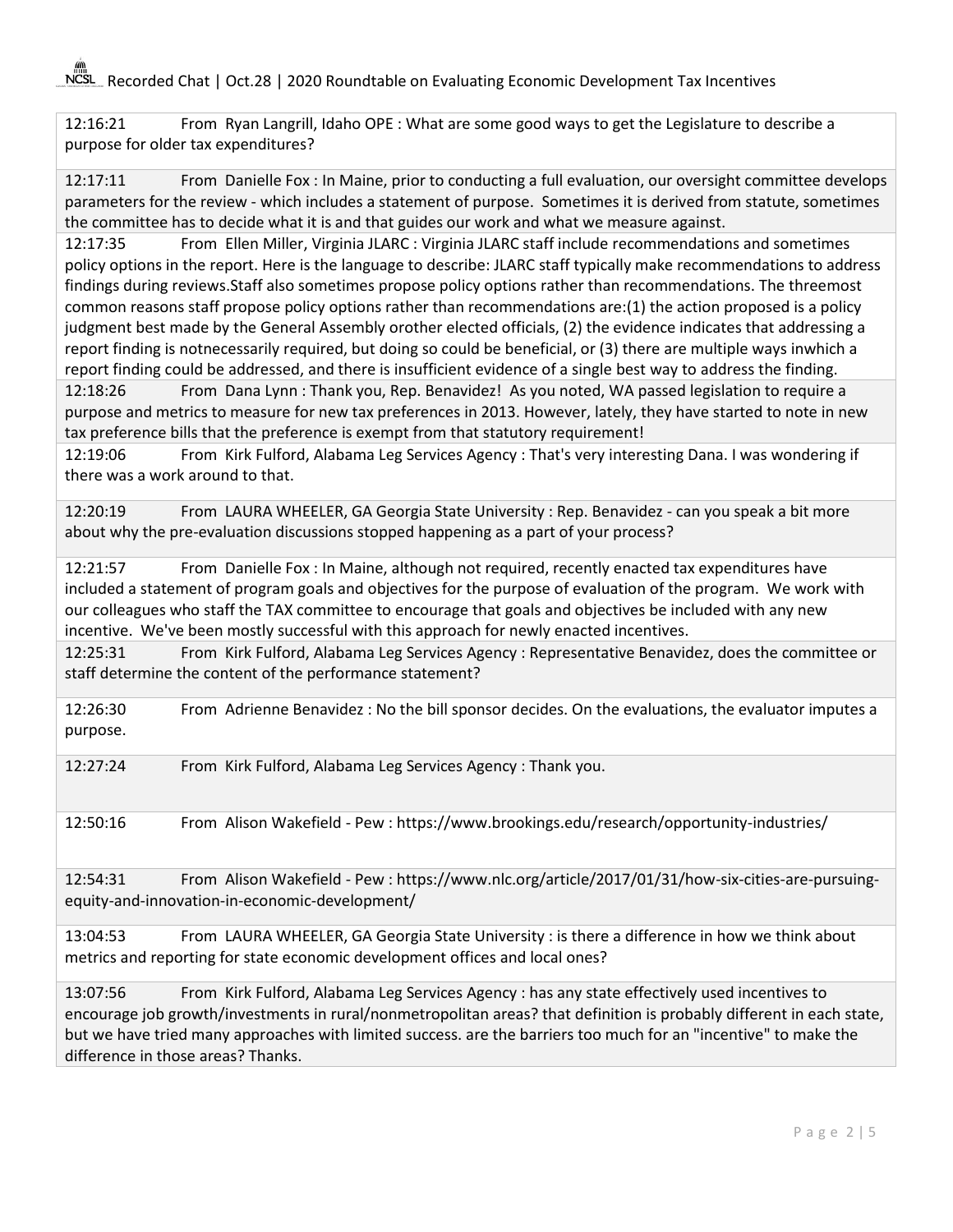| | |
|---|---|
| 12:16:21 | From Ryan Langrill, Idaho OPE : What are some good ways to get the Legislature to describe a purpose for older tax expenditures? |
| 12:17:11 | From Danielle Fox : In Maine, prior to conducting a full evaluation, our oversight committee develops parameters for the review - which includes a statement of purpose. Sometimes it is derived from statute, sometimes the committee has to decide what it is and that guides our work and what we measure against. |
| 12:17:35 | From Ellen Miller, Virginia JLARC : Virginia JLARC staff include recommendations and sometimes policy options in the report. Here is the language to describe: JLARC staff typically make recommendations to address findings during reviews.Staff also sometimes propose policy options rather than recommendations. The threemost common reasons staff propose policy options rather than recommendations are:(1) the action proposed is a policy judgment best made by the General Assembly orother elected officials, (2) the evidence indicates that addressing a report finding is notnecessarily required, but doing so could be beneficial, or (3) there are multiple ways inwhich a report finding could be addressed, and there is insufficient evidence of a single best way to address the finding. |
| 12:18:26 | From Dana Lynn : Thank you, Rep. Benavidez! As you noted, WA passed legislation to require a purpose and metrics to measure for new tax preferences in 2013. However, lately, they have started to note in new tax preference bills that the preference is exempt from that statutory requirement! |
| 12:19:06 | From Kirk Fulford, Alabama Leg Services Agency : That's very interesting Dana. I was wondering if there was a work around to that. |
| 12:20:19 | From LAURA WHEELER, GA Georgia State University : Rep. Benavidez - can you speak a bit more about why the pre-evaluation discussions stopped happening as a part of your process? |
| 12:21:57 | From Danielle Fox : In Maine, although not required, recently enacted tax expenditures have included a statement of program goals and objectives for the purpose of evaluation of the program. We work with our colleagues who staff the TAX committee to encourage that goals and objectives be included with any new incentive. We've been mostly successful with this approach for newly enacted incentives. |
| 12:25:31 | From Kirk Fulford, Alabama Leg Services Agency : Representative Benavidez, does the committee or staff determine the content of the performance statement? |
| 12:26:30 | From Adrienne Benavidez : No the bill sponsor decides. On the evaluations, the evaluator imputes a purpose. |
| 12:27:24 | From Kirk Fulford, Alabama Leg Services Agency : Thank you. |
| 12:50:16 | From Alison Wakefield - Pew : https://www.brookings.edu/research/opportunity-industries/ |
| 12:54:31 | From Alison Wakefield - Pew : https://www.nlc.org/article/2017/01/31/how-six-cities-are-pursuing-equity-and-innovation-in-economic-development/ |
| 13:04:53 | From LAURA WHEELER, GA Georgia State University : is there a difference in how we think about metrics and reporting for state economic development offices and local ones? |
| 13:07:56 | From Kirk Fulford, Alabama Leg Services Agency : has any state effectively used incentives to encourage job growth/investments in rural/nonmetropolitan areas? that definition is probably different in each state, but we have tried many approaches with limited success. are the barriers too much for an "incentive" to make the difference in those areas? Thanks. |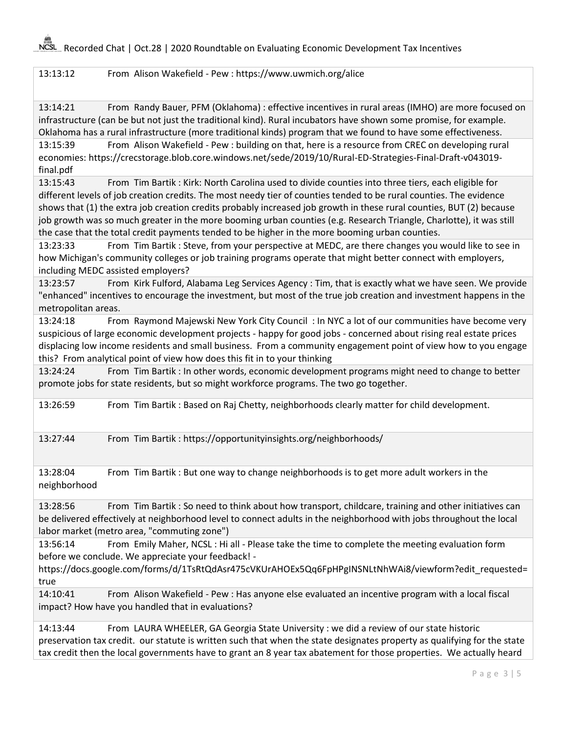| | |
|---|---|
| 13:13:12 | From Alison Wakefield - Pew : https://www.uwmich.org/alice |
| 13:14:21 | From Randy Bauer, PFM (Oklahoma) : effective incentives in rural areas (IMHO) are more focused on infrastructure (can be but not just the traditional kind). Rural incubators have shown some promise, for example. Oklahoma has a rural infrastructure (more traditional kinds) program that we found to have some effectiveness. |
| 13:15:39 | From Alison Wakefield - Pew : building on that, here is a resource from CREC on developing rural economies: https://crecstorage.blob.core.windows.net/sede/2019/10/Rural-ED-Strategies-Final-Draft-v043019-final.pdf |
| 13:15:43 | From Tim Bartik : Kirk: North Carolina used to divide counties into three tiers, each eligible for different levels of job creation credits. The most needy tier of counties tended to be rural counties. The evidence shows that (1) the extra job creation credits probably increased job growth in these rural counties, BUT (2) because job growth was so much greater in the more booming urban counties (e.g. Research Triangle, Charlotte), it was still the case that the total credit payments tended to be higher in the more booming urban counties. |
| 13:23:33 | From Tim Bartik : Steve, from your perspective at MEDC, are there changes you would like to see in how Michigan's community colleges or job training programs operate that might better connect with employers, including MEDC assisted employers? |
| 13:23:57 | From Kirk Fulford, Alabama Leg Services Agency : Tim, that is exactly what we have seen. We provide "enhanced" incentives to encourage the investment, but most of the true job creation and investment happens in the metropolitan areas. |
| 13:24:18 | From Raymond Majewski New York City Council : In NYC a lot of our communities have become very suspicious of large economic development projects - happy for good jobs - concerned about rising real estate prices displacing low income residents and small business. From a community engagement point of view how to you engage this? From analytical point of view how does this fit in to your thinking |
| 13:24:24 | From Tim Bartik : In other words, economic development programs might need to change to better promote jobs for state residents, but so might workforce programs. The two go together. |
| 13:26:59 | From Tim Bartik : Based on Raj Chetty, neighborhoods clearly matter for child development. |
| 13:27:44 | From Tim Bartik : https://opportunityinsights.org/neighborhoods/ |
| 13:28:04 | From Tim Bartik : But one way to change neighborhoods is to get more adult workers in the neighborhood |
| 13:28:56 | From Tim Bartik : So need to think about how transport, childcare, training and other initiatives can be delivered effectively at neighborhood level to connect adults in the neighborhood with jobs throughout the local labor market (metro area, "commuting zone") |
| 13:56:14 | From Emily Maher, NCSL : Hi all - Please take the time to complete the meeting evaluation form before we conclude. We appreciate your feedback! - https://docs.google.com/forms/d/1TsRtQdAsr475cVKUrAHOEx5Qq6FpHPgINSNLtNhWAi8/viewform?edit_requested=true |
| 14:10:41 | From Alison Wakefield - Pew : Has anyone else evaluated an incentive program with a local fiscal impact? How have you handled that in evaluations? |
| 14:13:44 | From LAURA WHEELER, GA Georgia State University : we did a review of our state historic preservation tax credit. our statute is written such that when the state designates property as qualifying for the state tax credit then the local governments have to grant an 8 year tax abatement for those properties. We actually heard |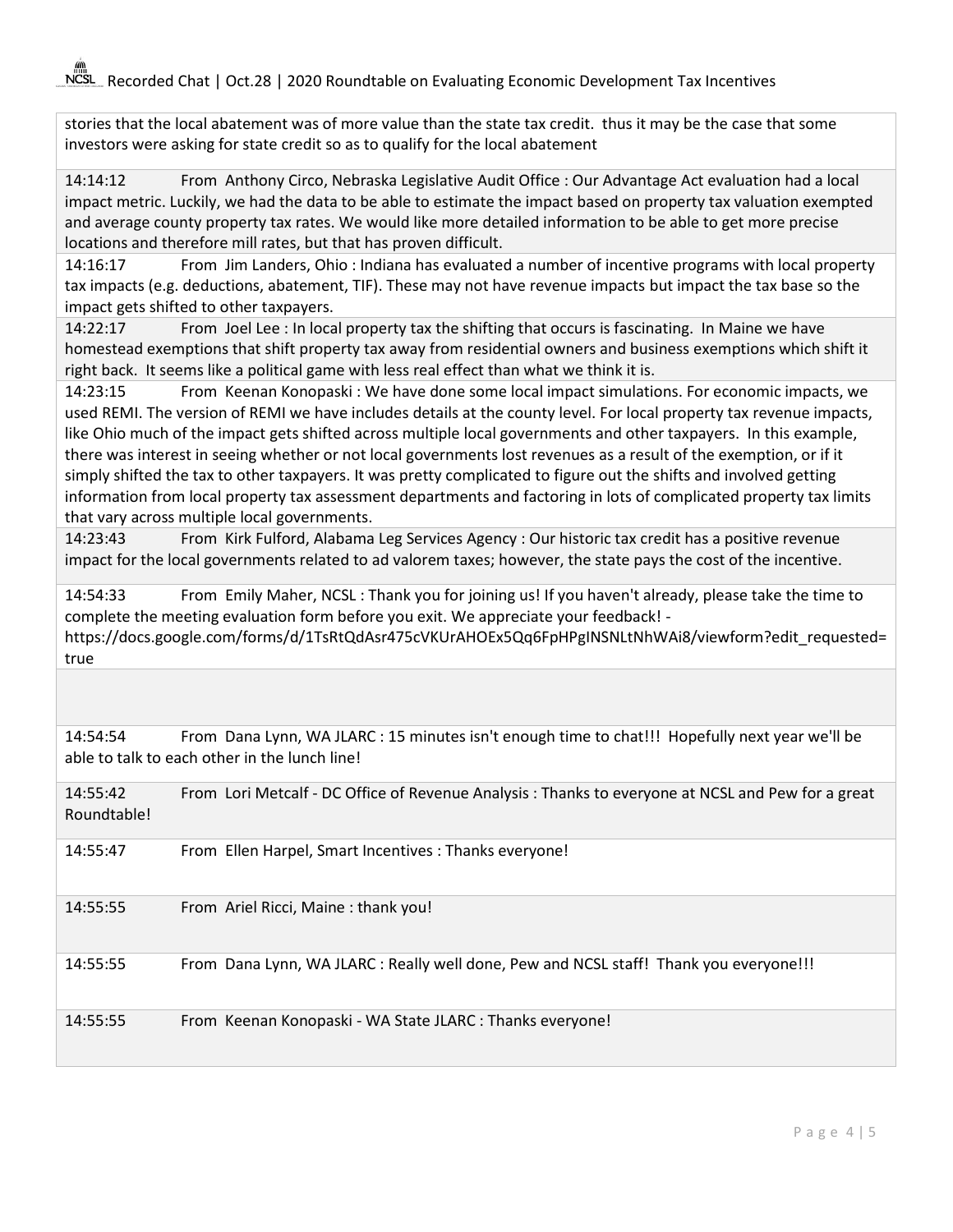stories that the local abatement was of more value than the state tax credit. thus it may be the case that some investors were asking for state credit so as to qualify for the local abatement

| | |
|---|---|
| 14:14:12 | From Anthony Circo, Nebraska Legislative Audit Office : Our Advantage Act evaluation had a local impact metric. Luckily, we had the data to be able to estimate the impact based on property tax valuation exempted and average county property tax rates. We would like more detailed information to be able to get more precise locations and therefore mill rates, but that has proven difficult. |
| 14:16:17 | From Jim Landers, Ohio : Indiana has evaluated a number of incentive programs with local property tax impacts (e.g. deductions, abatement, TIF). These may not have revenue impacts but impact the tax base so the impact gets shifted to other taxpayers. |
| 14:22:17 | From Joel Lee : In local property tax the shifting that occurs is fascinating. In Maine we have homestead exemptions that shift property tax away from residential owners and business exemptions which shift it right back. It seems like a political game with less real effect than what we think it is. |
| 14:23:15 | From Keenan Konopaski : We have done some local impact simulations. For economic impacts, we used REMI. The version of REMI we have includes details at the county level. For local property tax revenue impacts, like Ohio much of the impact gets shifted across multiple local governments and other taxpayers. In this example, there was interest in seeing whether or not local governments lost revenues as a result of the exemption, or if it simply shifted the tax to other taxpayers. It was pretty complicated to figure out the shifts and involved getting information from local property tax assessment departments and factoring in lots of complicated property tax limits that vary across multiple local governments. |
| 14:23:43 | From Kirk Fulford, Alabama Leg Services Agency : Our historic tax credit has a positive revenue impact for the local governments related to ad valorem taxes; however, the state pays the cost of the incentive. |
| 14:54:33 | From Emily Maher, NCSL : Thank you for joining us! If you haven't already, please take the time to complete the meeting evaluation form before you exit. We appreciate your feedback! - https://docs.google.com/forms/d/1TsRtQdAsr475cVKUrAHOEx5Qq6FpHPgINSNLtNhWAi8/viewform?edit_requested=true |
| | |
| 14:54:54 | From Dana Lynn, WA JLARC : 15 minutes isn't enough time to chat!!! Hopefully next year we'll be able to talk to each other in the lunch line! |
| 14:55:42 | From Lori Metcalf - DC Office of Revenue Analysis : Thanks to everyone at NCSL and Pew for a great Roundtable! |
| 14:55:47 | From Ellen Harpel, Smart Incentives : Thanks everyone! |
| 14:55:55 | From Ariel Ricci, Maine : thank you! |
| 14:55:55 | From Dana Lynn, WA JLARC : Really well done, Pew and NCSL staff! Thank you everyone!!! |
| 14:55:55 | From Keenan Konopaski - WA State JLARC : Thanks everyone! |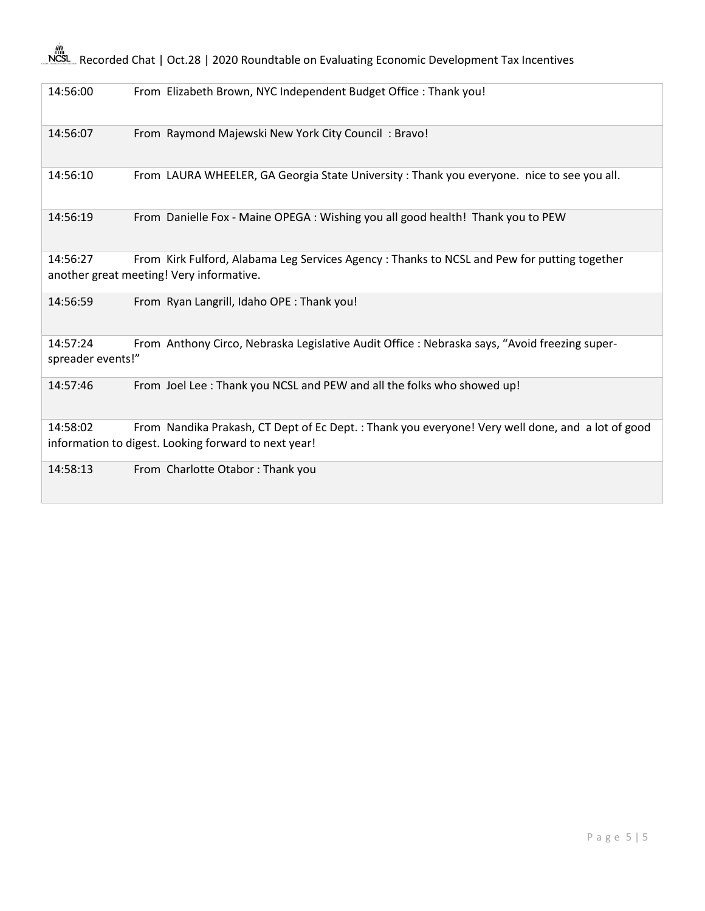| | |
|---|---|
| 14:56:00 | From Elizabeth Brown, NYC Independent Budget Office : Thank you! |
| 14:56:07 | From Raymond Majewski New York City Council : Bravo! |
| 14:56:10 | From LAURA WHEELER, GA Georgia State University : Thank you everyone. nice to see you all. |
| 14:56:19 | From Danielle Fox - Maine OPEGA : Wishing you all good health! Thank you to PEW |
| 14:56:27 | From Kirk Fulford, Alabama Leg Services Agency : Thanks to NCSL and Pew for putting together another great meeting! Very informative. |
| 14:56:59 | From Ryan Langrill, Idaho OPE : Thank you! |
| 14:57:24 | From Anthony Circo, Nebraska Legislative Audit Office : Nebraska says, "Avoid freezing super-spreader events!" |
| 14:57:46 | From Joel Lee : Thank you NCSL and PEW and all the folks who showed up! |
| 14:58:02 | From Nandika Prakash, CT Dept of Ec Dept. : Thank you everyone! Very well done, and a lot of good information to digest. Looking forward to next year! |
| 14:58:13 | From Charlotte Otabor : Thank you |